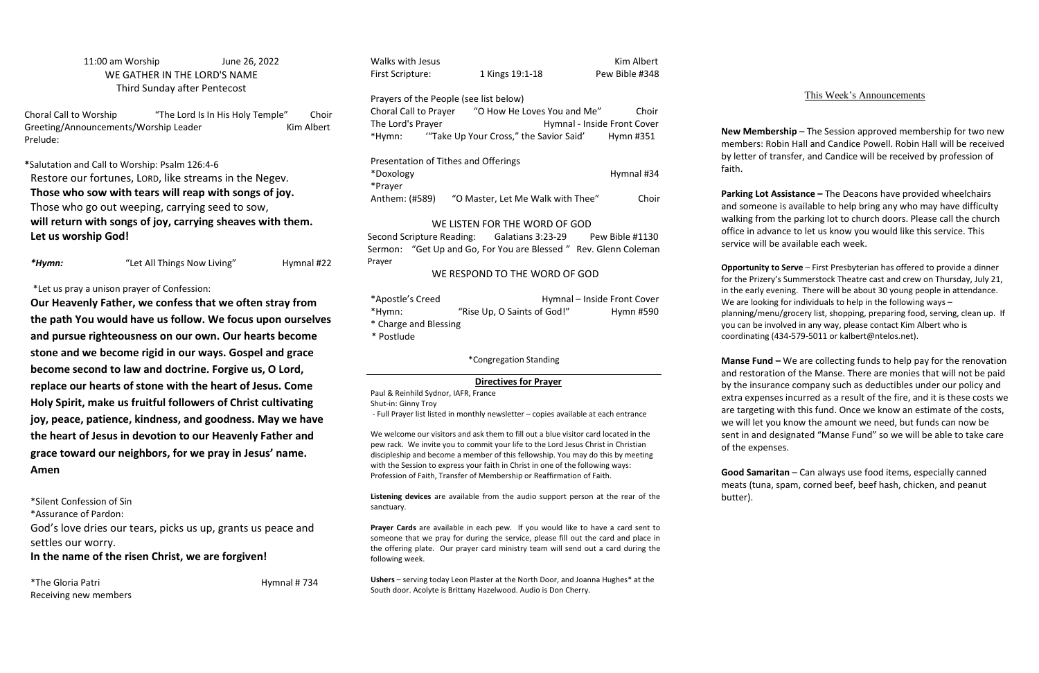11:00 am Worship June 26, 2022

## WE GATHER IN THE LORD'S NAME

Third Sunday after Pentecost

Choral Call to Worship "The Lord Is In His Holy Temple" Choir
Greeting/Announcements/Worship Leader Kim Albert
Prelude:

*Salutation and Call to Worship: Psalm 126:4-6

Restore our fortunes, LORD, like streams in the Negev.
**Those who sow with tears will reap with songs of joy.**
Those who go out weeping, carrying seed to sow,
**will return with songs of joy, carrying sheaves with them.**
**Let us worship God!**

***Hymn:*** "Let All Things Now Living" Hymnal #22

*Let us pray a unison prayer of Confession:

**Our Heavenly Father, we confess that we often stray from the path You would have us follow. We focus upon ourselves and pursue righteousness on our own. Our hearts become stone and we become rigid in our ways. Gospel and grace become second to law and doctrine. Forgive us, O Lord, replace our hearts of stone with the heart of Jesus. Come Holy Spirit, make us fruitful followers of Christ cultivating joy, peace, patience, kindness, and goodness. May we have the heart of Jesus in devotion to our Heavenly Father and grace toward our neighbors, for we pray in Jesus' name. Amen**

*Silent Confession of Sin
*Assurance of Pardon:

God's love dries our tears, picks us up, grants us peace and settles our worry.
**In the name of the risen Christ, we are forgiven!**

*The Gloria Patri Hymnal # 734
Receiving new members

Walks with Jesus Kim Albert
First Scripture: 1 Kings 19:1-18 Pew Bible #348

Prayers of the People (see list below)
Choral Call to Prayer "O How He Loves You and Me" Choir
The Lord's Prayer Hymnal - Inside Front Cover
*Hymn: '"Take Up Your Cross," the Savior Said' Hymn #351

Presentation of Tithes and Offerings
*Doxology Hymnal #34
*Prayer
Anthem: (#589) "O Master, Let Me Walk with Thee" Choir

## WE LISTEN FOR THE WORD OF GOD

Second Scripture Reading: Galatians 3:23-29 Pew Bible #1130
Sermon: "Get Up and Go, For You are Blessed" Rev. Glenn Coleman
Prayer

## WE RESPOND TO THE WORD OF GOD

*Apostle's Creed Hymnal – Inside Front Cover
*Hymn: "Rise Up, O Saints of God!" Hymn #590
* Charge and Blessing
* Postlude

*Congregation Standing

### Directives for Prayer

Paul & Reinhild Sydnor, IAFR, France
Shut-in: Ginny Troy
- Full Prayer list listed in monthly newsletter – copies available at each entrance

We welcome our visitors and ask them to fill out a blue visitor card located in the pew rack. We invite you to commit your life to the Lord Jesus Christ in Christian discipleship and become a member of this fellowship. You may do this by meeting with the Session to express your faith in Christ in one of the following ways: Profession of Faith, Transfer of Membership or Reaffirmation of Faith.

**Listening devices** are available from the audio support person at the rear of the sanctuary.

**Prayer Cards** are available in each pew. If you would like to have a card sent to someone that we pray for during the service, please fill out the card and place in the offering plate. Our prayer card ministry team will send out a card during the following week.

**Ushers** – serving today Leon Plaster at the North Door, and Joanna Hughes* at the South door. Acolyte is Brittany Hazelwood. Audio is Don Cherry.

## This Week's Announcements

**New Membership** – The Session approved membership for two new members: Robin Hall and Candice Powell. Robin Hall will be received by letter of transfer, and Candice will be received by profession of faith.

**Parking Lot Assistance –** The Deacons have provided wheelchairs and someone is available to help bring any who may have difficulty walking from the parking lot to church doors. Please call the church office in advance to let us know you would like this service. This service will be available each week.

**Opportunity to Serve** – First Presbyterian has offered to provide a dinner for the Prizery's Summerstock Theatre cast and crew on Thursday, July 21, in the early evening. There will be about 30 young people in attendance. We are looking for individuals to help in the following ways – planning/menu/grocery list, shopping, preparing food, serving, clean up. If you can be involved in any way, please contact Kim Albert who is coordinating (434-579-5011 or kalbert@ntelos.net).

**Manse Fund –** We are collecting funds to help pay for the renovation and restoration of the Manse. There are monies that will not be paid by the insurance company such as deductibles under our policy and extra expenses incurred as a result of the fire, and it is these costs we are targeting with this fund. Once we know an estimate of the costs, we will let you know the amount we need, but funds can now be sent in and designated "Manse Fund" so we will be able to take care of the expenses.

**Good Samaritan** – Can always use food items, especially canned meats (tuna, spam, corned beef, beef hash, chicken, and peanut butter).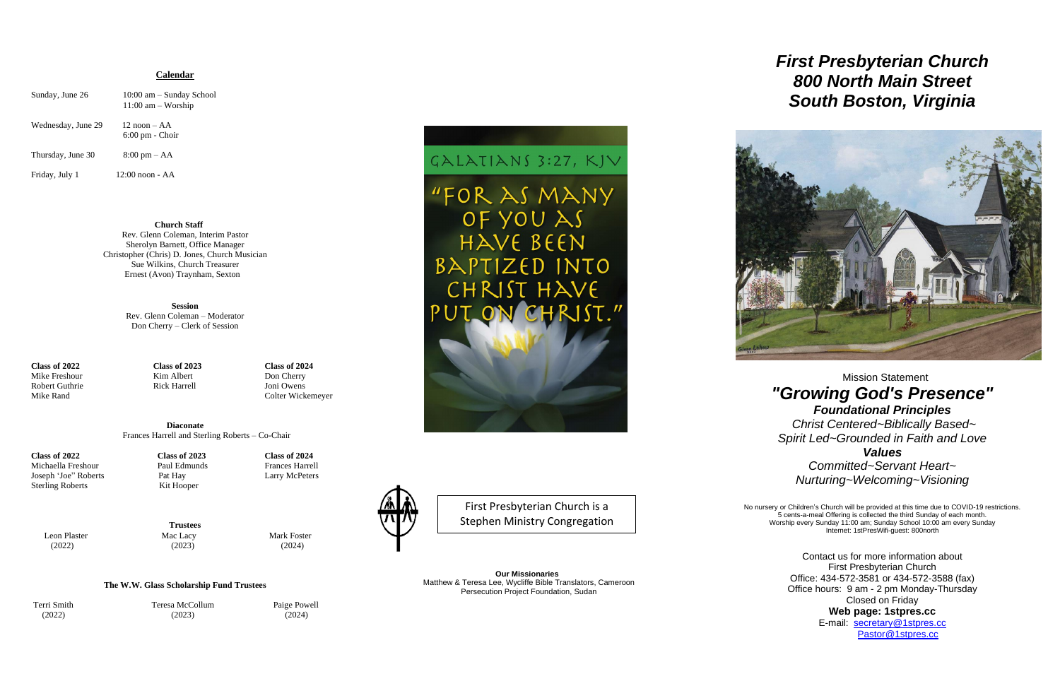## Calendar

Sunday, June 26 — 10:00 am – Sunday School
11:00 am – Worship

Wednesday, June 29 — 12 noon – AA
6:00 pm - Choir

Thursday, June 30 — 8:00 pm – AA

Friday, July 1 — 12:00 noon - AA

**Church Staff**

Rev. Glenn Coleman, Interim Pastor
Sherolyn Barnett, Office Manager
Christopher (Chris) D. Jones, Church Musician
Sue Wilkins, Church Treasurer
Ernest (Avon) Traynham, Sexton

**Session**

Rev. Glenn Coleman – Moderator
Don Cherry – Clerk of Session

| Class of 2022 | Class of 2023 | Class of 2024 |
|---|---|---|
| Mike Freshour | Kim Albert | Don Cherry |
| Robert Guthrie | Rick Harrell | Joni Owens |
| Mike Rand | | Colter Wickemeyer |

**Diaconate**

Frances Harrell and Sterling Roberts – Co-Chair

| Class of 2022 | Class of 2023 | Class of 2024 |
|---|---|---|
| Michaella Freshour | Paul Edmunds | Frances Harrell |
| Joseph 'Joe" Roberts | Pat Hay | Larry McPeters |
| Sterling Roberts | Kit Hooper | |

**Trustees**

| | | |
|---|---|---|
| Leon Plaster (2022) | Mac Lacy (2023) | Mark Foster (2024) |

**The W.W. Glass Scholarship Fund Trustees**

| | | |
|---|---|---|
| Terri Smith (2022) | Teresa McCollum (2023) | Paige Powell (2024) |

GALATIANS 3:27, KJV

"FOR AS MANY OF YOU AS HAVE BEEN BAPTIZED INTO CHRIST HAVE PUT ON CHRIST."

First Presbyterian Church is a Stephen Ministry Congregation

**Our Missionaries**
Matthew & Teresa Lee, Wycliffe Bible Translators, Cameroon
Persecution Project Foundation, Sudan

# *First Presbyterian Church*
# *800 North Main Street*
# *South Boston, Virginia*

Mission Statement

## *"Growing God's Presence"*

***Foundational Principles***

*Christ Centered~Biblically Based~*
*Spirit Led~Grounded in Faith and Love*

***Values***

*Committed~Servant Heart~*
*Nurturing~Welcoming~Visioning*

No nursery or Children's Church will be provided at this time due to COVID-19 restrictions.
5 cents-a-meal Offering is collected the third Sunday of each month.
Worship every Sunday 11:00 am; Sunday School 10:00 am every Sunday
Internet: 1stPresWifi-guest: 800north

Contact us for more information about
First Presbyterian Church
Office: 434-572-3581 or 434-572-3588 (fax)
Office hours: 9 am - 2 pm Monday-Thursday
Closed on Friday
**Web page: 1stpres.cc**
E-mail: secretary@1stpres.cc
Pastor@1stpres.cc